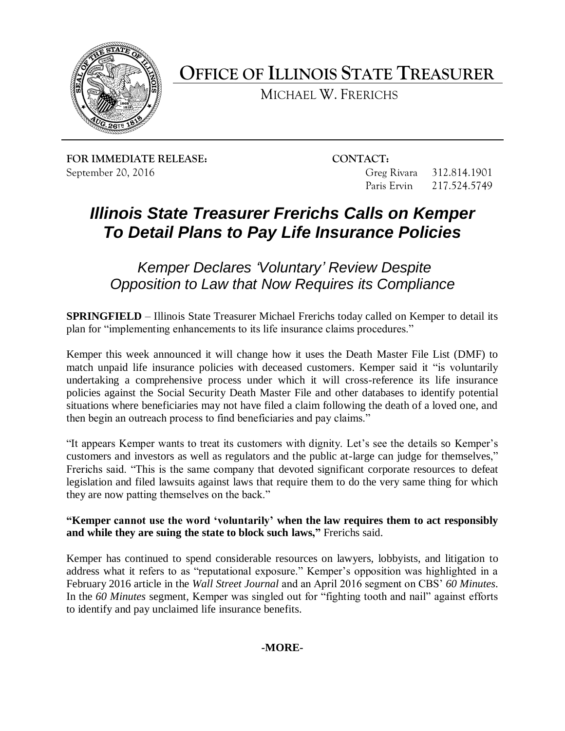# OFFICE OF ILLINOIS STATE TREASURER

MICHAEL W. FRERICHS

**FOR IMMEDIATE RELEASE:**
September 20, 2016

**CONTACT:**
Greg Rivara 312.814.1901
Paris Ervin 217.524.5749

## *Illinois State Treasurer Frerichs Calls on Kemper To Detail Plans to Pay Life Insurance Policies*

### *Kemper Declares 'Voluntary' Review Despite Opposition to Law that Now Requires its Compliance*

**SPRINGFIELD** – Illinois State Treasurer Michael Frerichs today called on Kemper to detail its plan for "implementing enhancements to its life insurance claims procedures."

Kemper this week announced it will change how it uses the Death Master File List (DMF) to match unpaid life insurance policies with deceased customers. Kemper said it "is voluntarily undertaking a comprehensive process under which it will cross-reference its life insurance policies against the Social Security Death Master File and other databases to identify potential situations where beneficiaries may not have filed a claim following the death of a loved one, and then begin an outreach process to find beneficiaries and pay claims."

"It appears Kemper wants to treat its customers with dignity. Let's see the details so Kemper's customers and investors as well as regulators and the public at-large can judge for themselves," Frerichs said. "This is the same company that devoted significant corporate resources to defeat legislation and filed lawsuits against laws that require them to do the very same thing for which they are now patting themselves on the back."

**"Kemper cannot use the word 'voluntarily' when the law requires them to act responsibly and while they are suing the state to block such laws,"** Frerichs said.

Kemper has continued to spend considerable resources on lawyers, lobbyists, and litigation to address what it refers to as "reputational exposure." Kemper's opposition was highlighted in a February 2016 article in the *Wall Street Journal* and an April 2016 segment on CBS' *60 Minutes*. In the *60 Minutes* segment, Kemper was singled out for "fighting tooth and nail" against efforts to identify and pay unclaimed life insurance benefits.

**-MORE-**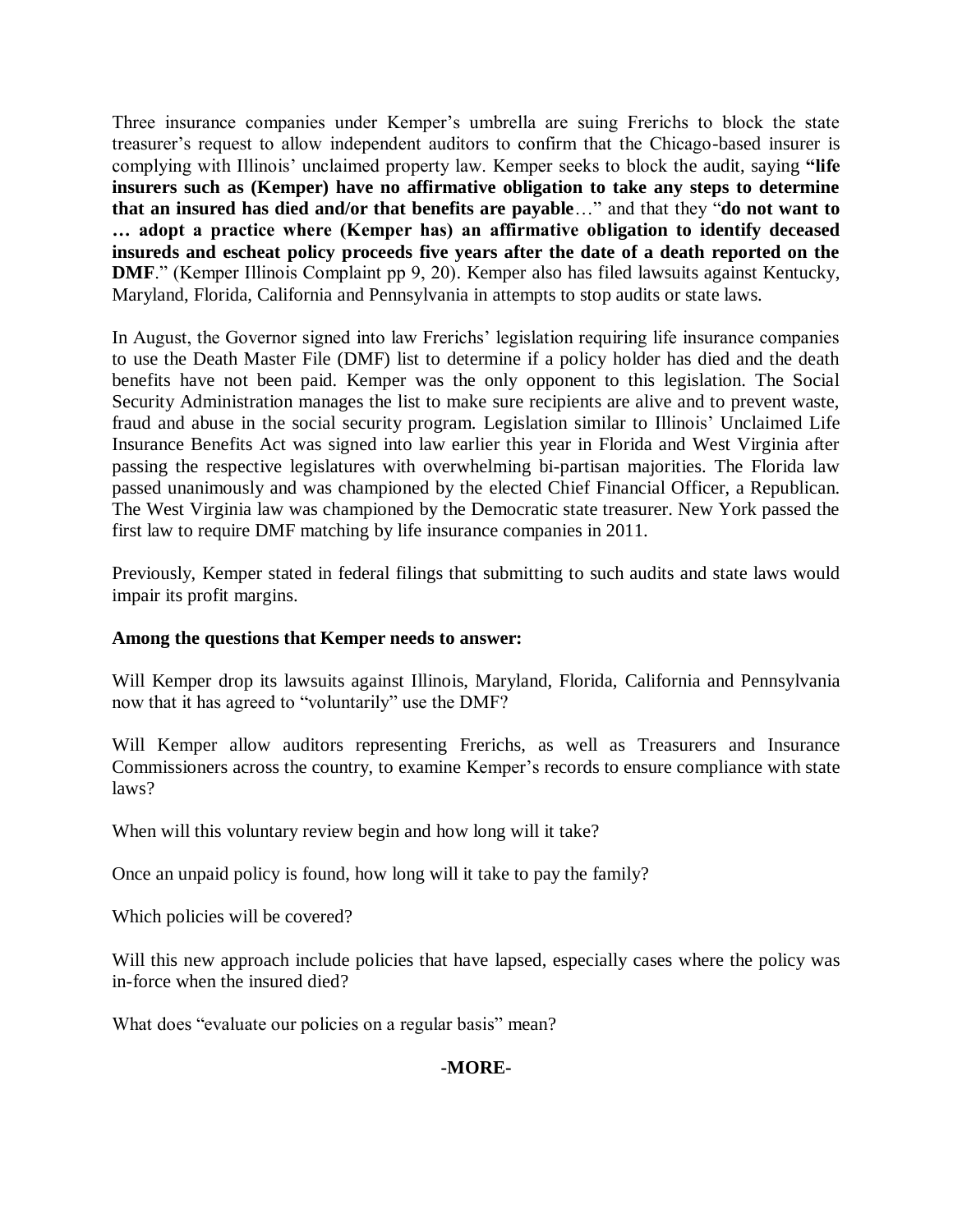Three insurance companies under Kemper's umbrella are suing Frerichs to block the state treasurer's request to allow independent auditors to confirm that the Chicago-based insurer is complying with Illinois' unclaimed property law. Kemper seeks to block the audit, saying **"life insurers such as (Kemper) have no affirmative obligation to take any steps to determine that an insured has died and/or that benefits are payable**…" and that they "**do not want to … adopt a practice where (Kemper has) an affirmative obligation to identify deceased insureds and escheat policy proceeds five years after the date of a death reported on the DMF**." (Kemper Illinois Complaint pp 9, 20). Kemper also has filed lawsuits against Kentucky, Maryland, Florida, California and Pennsylvania in attempts to stop audits or state laws.

In August, the Governor signed into law Frerichs' legislation requiring life insurance companies to use the Death Master File (DMF) list to determine if a policy holder has died and the death benefits have not been paid. Kemper was the only opponent to this legislation. The Social Security Administration manages the list to make sure recipients are alive and to prevent waste, fraud and abuse in the social security program. Legislation similar to Illinois' Unclaimed Life Insurance Benefits Act was signed into law earlier this year in Florida and West Virginia after passing the respective legislatures with overwhelming bi-partisan majorities. The Florida law passed unanimously and was championed by the elected Chief Financial Officer, a Republican. The West Virginia law was championed by the Democratic state treasurer. New York passed the first law to require DMF matching by life insurance companies in 2011.

Previously, Kemper stated in federal filings that submitting to such audits and state laws would impair its profit margins.

**Among the questions that Kemper needs to answer:**

Will Kemper drop its lawsuits against Illinois, Maryland, Florida, California and Pennsylvania now that it has agreed to "voluntarily" use the DMF?

Will Kemper allow auditors representing Frerichs, as well as Treasurers and Insurance Commissioners across the country, to examine Kemper's records to ensure compliance with state laws?

When will this voluntary review begin and how long will it take?

Once an unpaid policy is found, how long will it take to pay the family?

Which policies will be covered?

Will this new approach include policies that have lapsed, especially cases where the policy was in-force when the insured died?

What does "evaluate our policies on a regular basis" mean?

**-MORE-**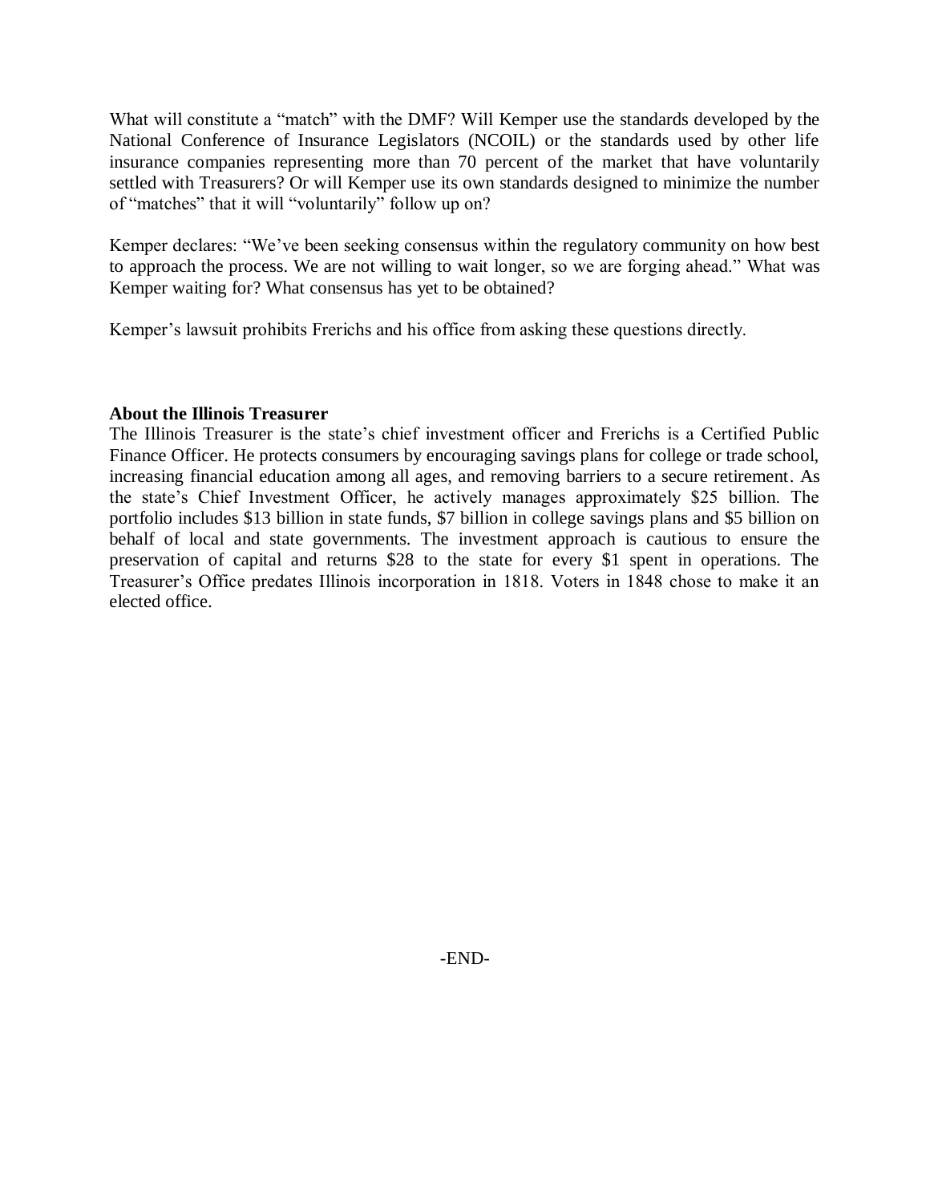What will constitute a “match” with the DMF? Will Kemper use the standards developed by the National Conference of Insurance Legislators (NCOIL) or the standards used by other life insurance companies representing more than 70 percent of the market that have voluntarily settled with Treasurers? Or will Kemper use its own standards designed to minimize the number of “matches” that it will “voluntarily” follow up on?

Kemper declares: “We’ve been seeking consensus within the regulatory community on how best to approach the process. We are not willing to wait longer, so we are forging ahead.” What was Kemper waiting for? What consensus has yet to be obtained?

Kemper’s lawsuit prohibits Frerichs and his office from asking these questions directly.

**About the Illinois Treasurer**

The Illinois Treasurer is the state’s chief investment officer and Frerichs is a Certified Public Finance Officer. He protects consumers by encouraging savings plans for college or trade school, increasing financial education among all ages, and removing barriers to a secure retirement. As the state’s Chief Investment Officer, he actively manages approximately $25 billion. The portfolio includes $13 billion in state funds, $7 billion in college savings plans and $5 billion on behalf of local and state governments. The investment approach is cautious to ensure the preservation of capital and returns $28 to the state for every $1 spent in operations. The Treasurer’s Office predates Illinois incorporation in 1818. Voters in 1848 chose to make it an elected office.

-END-